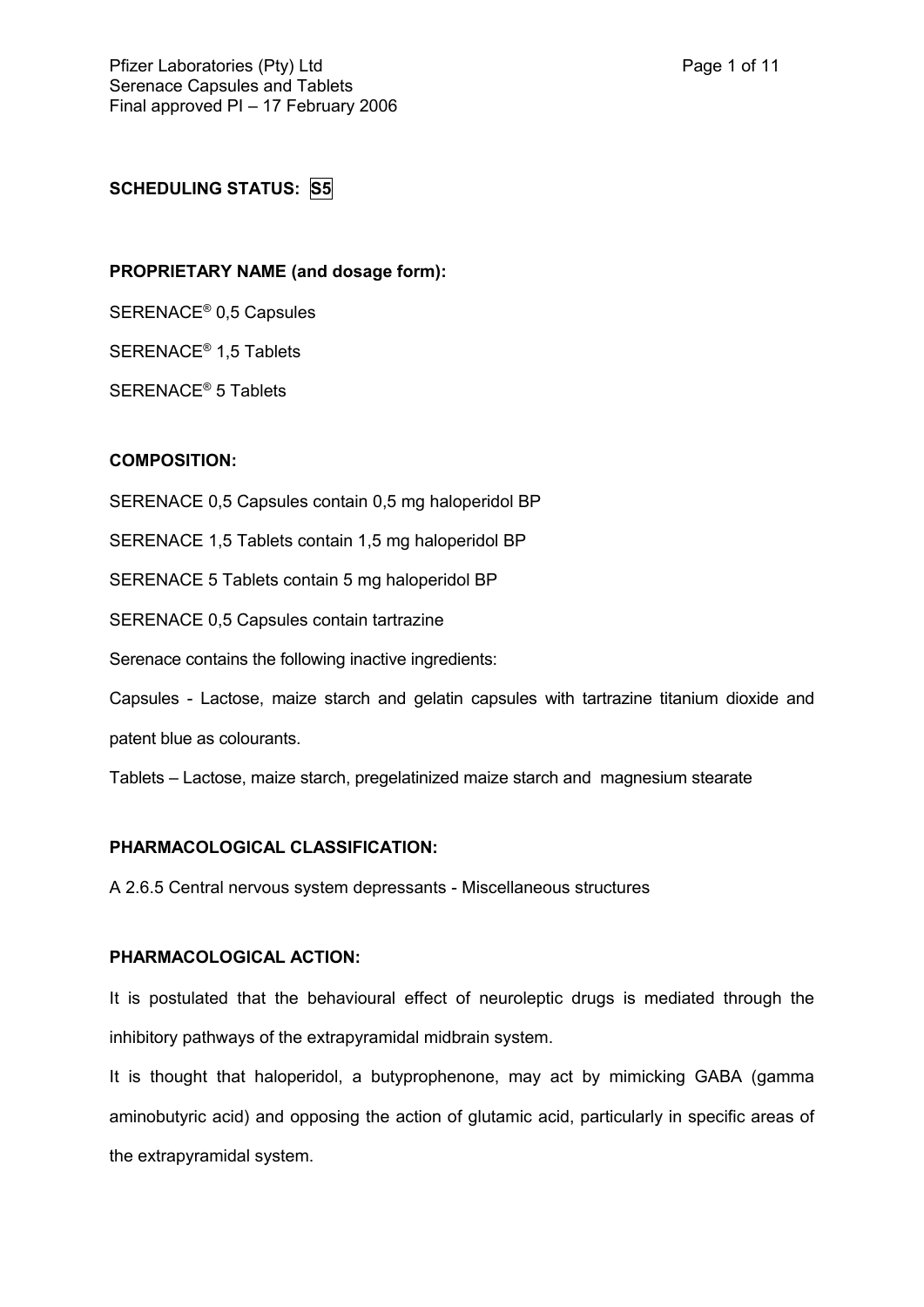**SCHEDULING STATUS: S5**

**PROPRIETARY NAME (and dosage form):**

SERENACE® 0,5 Capsules

SERENACE® 1,5 Tablets

SERENACE® 5 Tablets

**COMPOSITION:**

SERENACE 0,5 Capsules contain 0,5 mg haloperidol BP

SERENACE 1,5 Tablets contain 1,5 mg haloperidol BP

SERENACE 5 Tablets contain 5 mg haloperidol BP

SERENACE 0,5 Capsules contain tartrazine

Serenace contains the following inactive ingredients:

Capsules - Lactose, maize starch and gelatin capsules with tartrazine titanium dioxide and patent blue as colourants.

Tablets – Lactose, maize starch, pregelatinized maize starch and magnesium stearate

**PHARMACOLOGICAL CLASSIFICATION:**

A 2.6.5 Central nervous system depressants - Miscellaneous structures

**PHARMACOLOGICAL ACTION:**

It is postulated that the behavioural effect of neuroleptic drugs is mediated through the inhibitory pathways of the extrapyramidal midbrain system.

It is thought that haloperidol, a butyprophenone, may act by mimicking GABA (gamma aminobutyric acid) and opposing the action of glutamic acid, particularly in specific areas of the extrapyramidal system.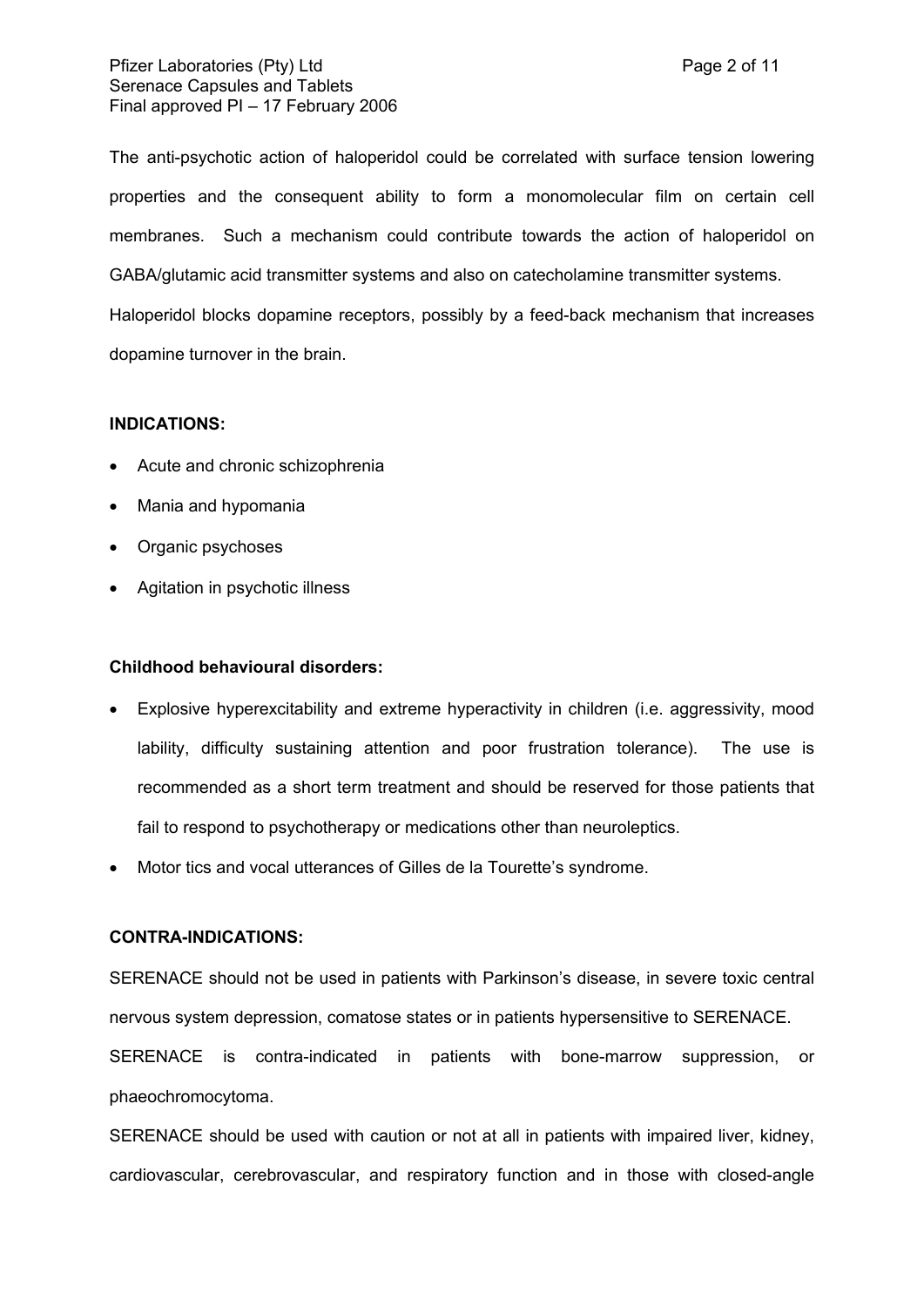The anti-psychotic action of haloperidol could be correlated with surface tension lowering properties and the consequent ability to form a monomolecular film on certain cell membranes. Such a mechanism could contribute towards the action of haloperidol on GABA/glutamic acid transmitter systems and also on catecholamine transmitter systems. Haloperidol blocks dopamine receptors, possibly by a feed-back mechanism that increases dopamine turnover in the brain.

**INDICATIONS:**

- Acute and chronic schizophrenia
- Mania and hypomania
- Organic psychoses
- Agitation in psychotic illness

**Childhood behavioural disorders:**

- Explosive hyperexcitability and extreme hyperactivity in children (i.e. aggressivity, mood lability, difficulty sustaining attention and poor frustration tolerance). The use is recommended as a short term treatment and should be reserved for those patients that fail to respond to psychotherapy or medications other than neuroleptics.
- Motor tics and vocal utterances of Gilles de la Tourette's syndrome.

**CONTRA-INDICATIONS:**

SERENACE should not be used in patients with Parkinson's disease, in severe toxic central nervous system depression, comatose states or in patients hypersensitive to SERENACE.

SERENACE is contra-indicated in patients with bone-marrow suppression, or phaeochromocytoma.

SERENACE should be used with caution or not at all in patients with impaired liver, kidney, cardiovascular, cerebrovascular, and respiratory function and in those with closed-angle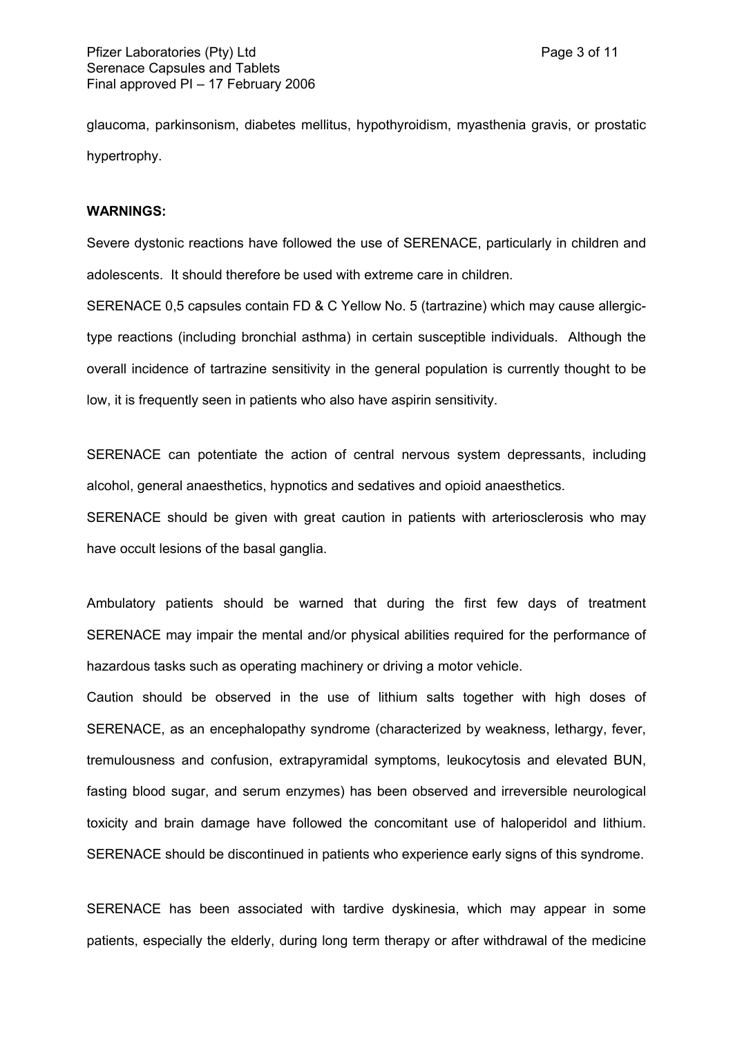glaucoma, parkinsonism, diabetes mellitus, hypothyroidism, myasthenia gravis, or prostatic hypertrophy.

**WARNINGS:**

Severe dystonic reactions have followed the use of SERENACE, particularly in children and adolescents. It should therefore be used with extreme care in children.

SERENACE 0,5 capsules contain FD & C Yellow No. 5 (tartrazine) which may cause allergic-type reactions (including bronchial asthma) in certain susceptible individuals. Although the overall incidence of tartrazine sensitivity in the general population is currently thought to be low, it is frequently seen in patients who also have aspirin sensitivity.

SERENACE can potentiate the action of central nervous system depressants, including alcohol, general anaesthetics, hypnotics and sedatives and opioid anaesthetics.

SERENACE should be given with great caution in patients with arteriosclerosis who may have occult lesions of the basal ganglia.

Ambulatory patients should be warned that during the first few days of treatment SERENACE may impair the mental and/or physical abilities required for the performance of hazardous tasks such as operating machinery or driving a motor vehicle.

Caution should be observed in the use of lithium salts together with high doses of SERENACE, as an encephalopathy syndrome (characterized by weakness, lethargy, fever, tremulousness and confusion, extrapyramidal symptoms, leukocytosis and elevated BUN, fasting blood sugar, and serum enzymes) has been observed and irreversible neurological toxicity and brain damage have followed the concomitant use of haloperidol and lithium. SERENACE should be discontinued in patients who experience early signs of this syndrome.

SERENACE has been associated with tardive dyskinesia, which may appear in some patients, especially the elderly, during long term therapy or after withdrawal of the medicine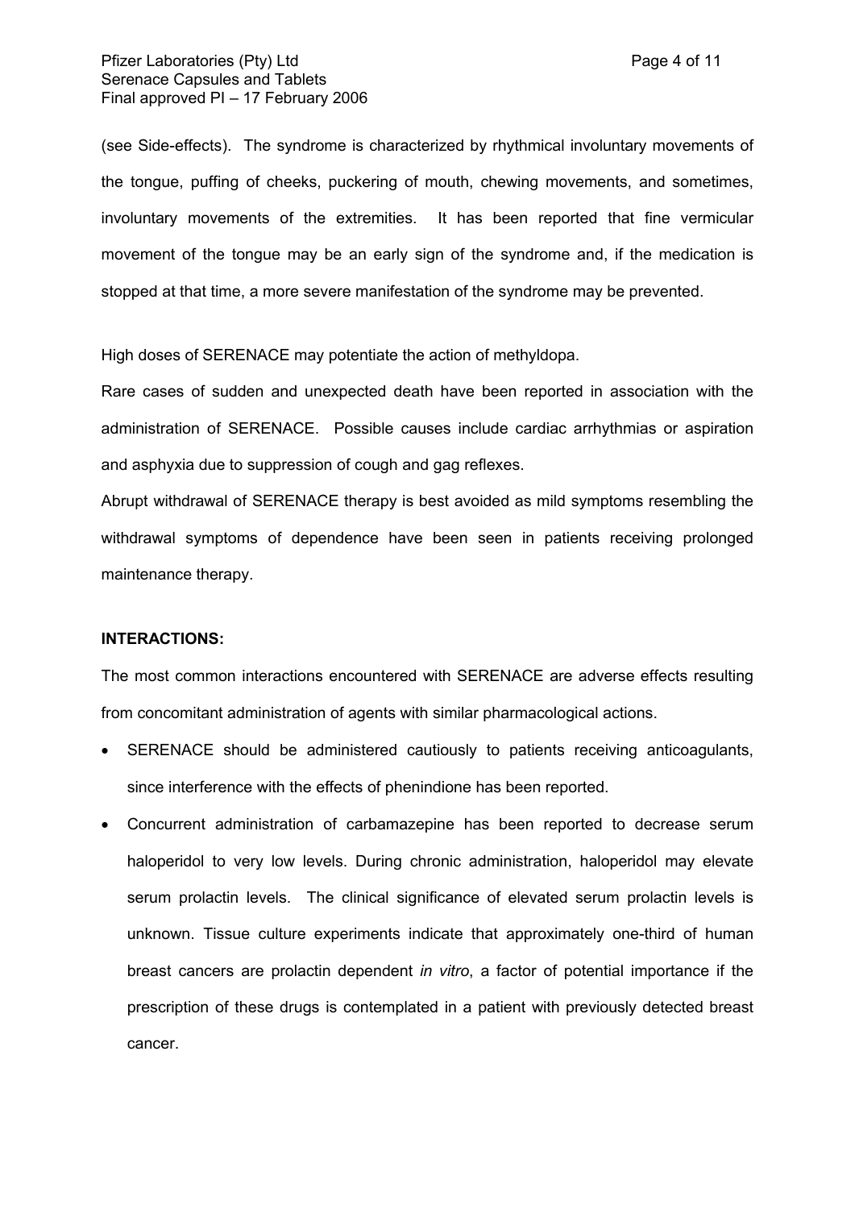(see Side-effects). The syndrome is characterized by rhythmical involuntary movements of the tongue, puffing of cheeks, puckering of mouth, chewing movements, and sometimes, involuntary movements of the extremities. It has been reported that fine vermicular movement of the tongue may be an early sign of the syndrome and, if the medication is stopped at that time, a more severe manifestation of the syndrome may be prevented.

High doses of SERENACE may potentiate the action of methyldopa.

Rare cases of sudden and unexpected death have been reported in association with the administration of SERENACE. Possible causes include cardiac arrhythmias or aspiration and asphyxia due to suppression of cough and gag reflexes.

Abrupt withdrawal of SERENACE therapy is best avoided as mild symptoms resembling the withdrawal symptoms of dependence have been seen in patients receiving prolonged maintenance therapy.

**INTERACTIONS:**

The most common interactions encountered with SERENACE are adverse effects resulting from concomitant administration of agents with similar pharmacological actions.

- SERENACE should be administered cautiously to patients receiving anticoagulants, since interference with the effects of phenindione has been reported.
- Concurrent administration of carbamazepine has been reported to decrease serum haloperidol to very low levels. During chronic administration, haloperidol may elevate serum prolactin levels. The clinical significance of elevated serum prolactin levels is unknown. Tissue culture experiments indicate that approximately one-third of human breast cancers are prolactin dependent *in vitro*, a factor of potential importance if the prescription of these drugs is contemplated in a patient with previously detected breast cancer.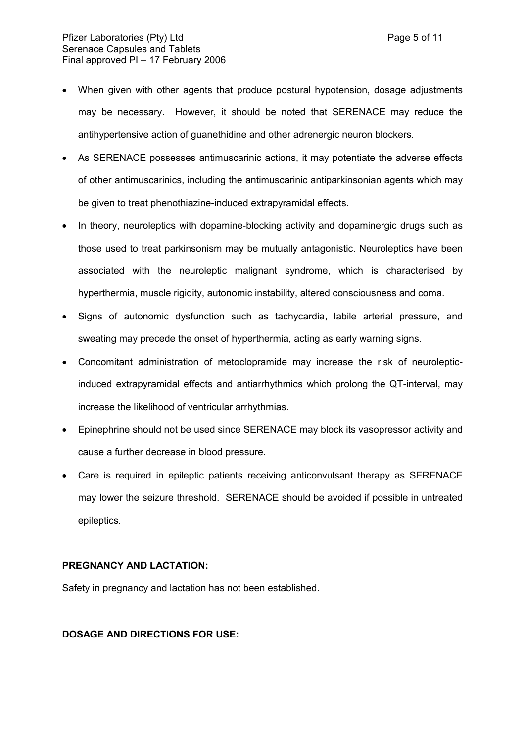- When given with other agents that produce postural hypotension, dosage adjustments may be necessary. However, it should be noted that SERENACE may reduce the antihypertensive action of guanethidine and other adrenergic neuron blockers.
- As SERENACE possesses antimuscarinic actions, it may potentiate the adverse effects of other antimuscarinics, including the antimuscarinic antiparkinsonian agents which may be given to treat phenothiazine-induced extrapyramidal effects.
- In theory, neuroleptics with dopamine-blocking activity and dopaminergic drugs such as those used to treat parkinsonism may be mutually antagonistic. Neuroleptics have been associated with the neuroleptic malignant syndrome, which is characterised by hyperthermia, muscle rigidity, autonomic instability, altered consciousness and coma.
- Signs of autonomic dysfunction such as tachycardia, labile arterial pressure, and sweating may precede the onset of hyperthermia, acting as early warning signs.
- Concomitant administration of metoclopramide may increase the risk of neuroleptic-induced extrapyramidal effects and antiarrhythmics which prolong the QT-interval, may increase the likelihood of ventricular arrhythmias.
- Epinephrine should not be used since SERENACE may block its vasopressor activity and cause a further decrease in blood pressure.
- Care is required in epileptic patients receiving anticonvulsant therapy as SERENACE may lower the seizure threshold. SERENACE should be avoided if possible in untreated epileptics.

**PREGNANCY AND LACTATION:**

Safety in pregnancy and lactation has not been established.

**DOSAGE AND DIRECTIONS FOR USE:**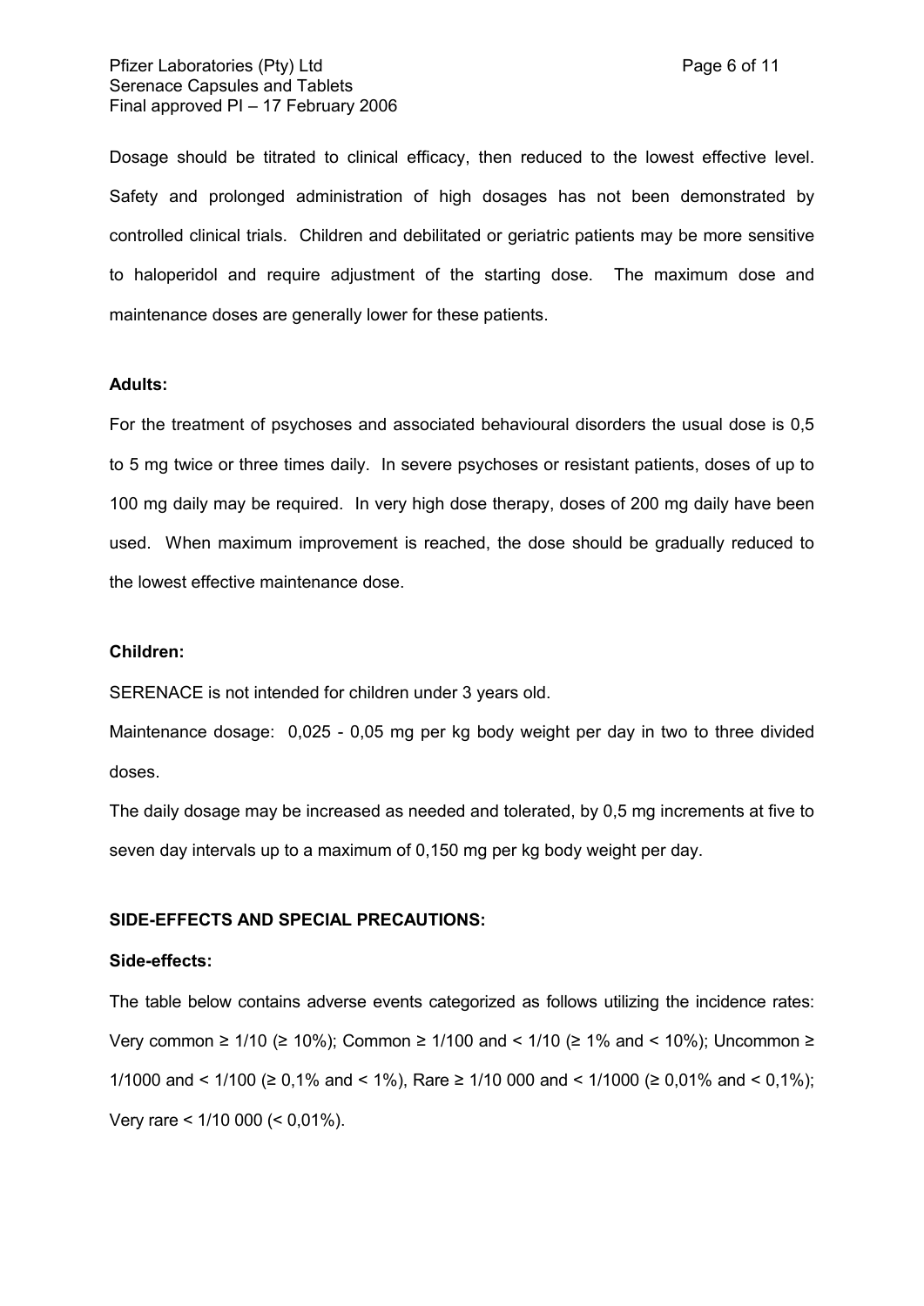Dosage should be titrated to clinical efficacy, then reduced to the lowest effective level. Safety and prolonged administration of high dosages has not been demonstrated by controlled clinical trials. Children and debilitated or geriatric patients may be more sensitive to haloperidol and require adjustment of the starting dose. The maximum dose and maintenance doses are generally lower for these patients.

**Adults:**

For the treatment of psychoses and associated behavioural disorders the usual dose is 0,5 to 5 mg twice or three times daily. In severe psychoses or resistant patients, doses of up to 100 mg daily may be required. In very high dose therapy, doses of 200 mg daily have been used. When maximum improvement is reached, the dose should be gradually reduced to the lowest effective maintenance dose.

**Children:**

SERENACE is not intended for children under 3 years old.

Maintenance dosage: 0,025 - 0,05 mg per kg body weight per day in two to three divided doses.

The daily dosage may be increased as needed and tolerated, by 0,5 mg increments at five to seven day intervals up to a maximum of 0,150 mg per kg body weight per day.

**SIDE-EFFECTS AND SPECIAL PRECAUTIONS:**

**Side-effects:**

The table below contains adverse events categorized as follows utilizing the incidence rates: Very common ≥ 1/10 (≥ 10%); Common ≥ 1/100 and < 1/10 (≥ 1% and < 10%); Uncommon ≥ 1/1000 and < 1/100 (≥ 0,1% and < 1%), Rare ≥ 1/10 000 and < 1/1000 (≥ 0,01% and < 0,1%); Very rare < 1/10 000 (< 0,01%).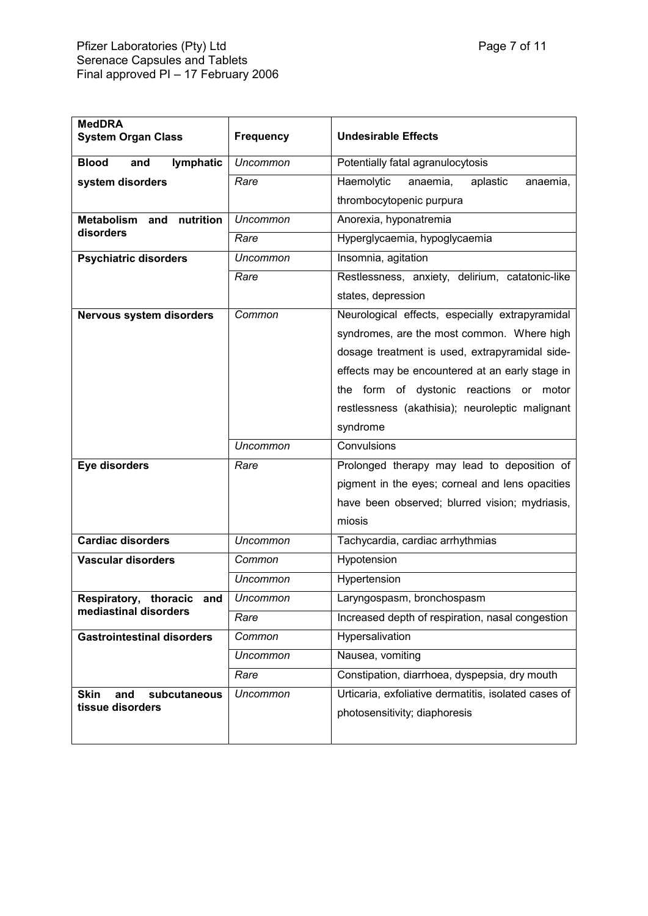| MedDRA System Organ Class | Frequency | Undesirable Effects |
|---|---|---|
| **Blood and lymphatic system disorders** | *Uncommon* | Potentially fatal agranulocytosis |
| | *Rare* | Haemolytic anaemia, aplastic anaemia, thrombocytopenic purpura |
| **Metabolism and nutrition disorders** | *Uncommon* | Anorexia, hyponatremia |
| | *Rare* | Hyperglycaemia, hypoglycaemia |
| **Psychiatric disorders** | *Uncommon* | Insomnia, agitation |
| | *Rare* | Restlessness, anxiety, delirium, catatonic-like states, depression |
| **Nervous system disorders** | *Common* | Neurological effects, especially extrapyramidal syndromes, are the most common. Where high dosage treatment is used, extrapyramidal side-effects may be encountered at an early stage in the form of dystonic reactions or motor restlessness (akathisia); neuroleptic malignant syndrome |
| | *Uncommon* | Convulsions |
| **Eye disorders** | *Rare* | Prolonged therapy may lead to deposition of pigment in the eyes; corneal and lens opacities have been observed; blurred vision; mydriasis, miosis |
| **Cardiac disorders** | *Uncommon* | Tachycardia, cardiac arrhythmias |
| **Vascular disorders** | *Common* | Hypotension |
| | *Uncommon* | Hypertension |
| **Respiratory, thoracic and mediastinal disorders** | *Uncommon* | Laryngospasm, bronchospasm |
| | *Rare* | Increased depth of respiration, nasal congestion |
| **Gastrointestinal disorders** | *Common* | Hypersalivation |
| | *Uncommon* | Nausea, vomiting |
| | *Rare* | Constipation, diarrhoea, dyspepsia, dry mouth |
| **Skin and subcutaneous tissue disorders** | *Uncommon* | Urticaria, exfoliative dermatitis, isolated cases of photosensitivity; diaphoresis |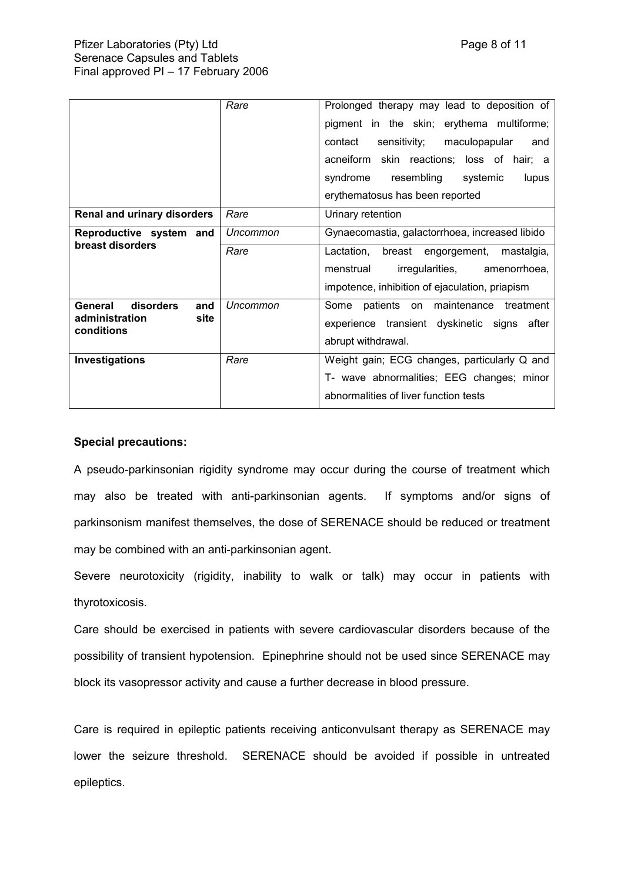| | | |
|---|---|---|
| | *Rare* | Prolonged therapy may lead to deposition of pigment in the skin; erythema multiforme; contact sensitivity; maculopapular and acneiform skin reactions; loss of hair; a syndrome resembling systemic lupus erythematosus has been reported |
| **Renal and urinary disorders** | *Rare* | Urinary retention |
| **Reproductive system and breast disorders** | *Uncommon* | Gynaecomastia, galactorrhoea, increased libido |
| | *Rare* | Lactation, breast engorgement, mastalgia, menstrual irregularities, amenorrhoea, impotence, inhibition of ejaculation, priapism |
| **General disorders and administration site conditions** | *Uncommon* | Some patients on maintenance treatment experience transient dyskinetic signs after abrupt withdrawal. |
| **Investigations** | *Rare* | Weight gain; ECG changes, particularly Q and T- wave abnormalities; EEG changes; minor abnormalities of liver function tests |

**Special precautions:**

A pseudo-parkinsonian rigidity syndrome may occur during the course of treatment which may also be treated with anti-parkinsonian agents. If symptoms and/or signs of parkinsonism manifest themselves, the dose of SERENACE should be reduced or treatment may be combined with an anti-parkinsonian agent.

Severe neurotoxicity (rigidity, inability to walk or talk) may occur in patients with thyrotoxicosis.

Care should be exercised in patients with severe cardiovascular disorders because of the possibility of transient hypotension. Epinephrine should not be used since SERENACE may block its vasopressor activity and cause a further decrease in blood pressure.

Care is required in epileptic patients receiving anticonvulsant therapy as SERENACE may lower the seizure threshold. SERENACE should be avoided if possible in untreated epileptics.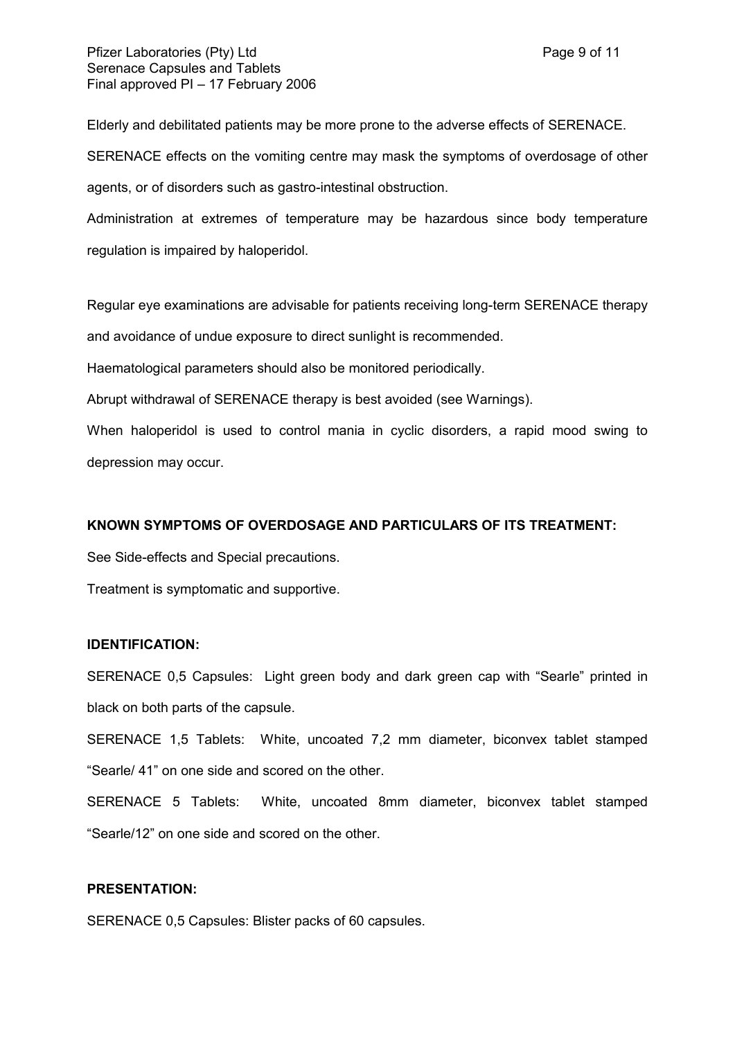Elderly and debilitated patients may be more prone to the adverse effects of SERENACE.

SERENACE effects on the vomiting centre may mask the symptoms of overdosage of other agents, or of disorders such as gastro-intestinal obstruction.

Administration at extremes of temperature may be hazardous since body temperature regulation is impaired by haloperidol.

Regular eye examinations are advisable for patients receiving long-term SERENACE therapy and avoidance of undue exposure to direct sunlight is recommended.

Haematological parameters should also be monitored periodically.

Abrupt withdrawal of SERENACE therapy is best avoided (see Warnings).

When haloperidol is used to control mania in cyclic disorders, a rapid mood swing to depression may occur.

**KNOWN SYMPTOMS OF OVERDOSAGE AND PARTICULARS OF ITS TREATMENT:**

See Side-effects and Special precautions.

Treatment is symptomatic and supportive.

**IDENTIFICATION:**

SERENACE 0,5 Capsules: Light green body and dark green cap with "Searle" printed in black on both parts of the capsule.

SERENACE 1,5 Tablets: White, uncoated 7,2 mm diameter, biconvex tablet stamped "Searle/ 41" on one side and scored on the other.

SERENACE 5 Tablets: White, uncoated 8mm diameter, biconvex tablet stamped "Searle/12" on one side and scored on the other.

**PRESENTATION:**

SERENACE 0,5 Capsules: Blister packs of 60 capsules.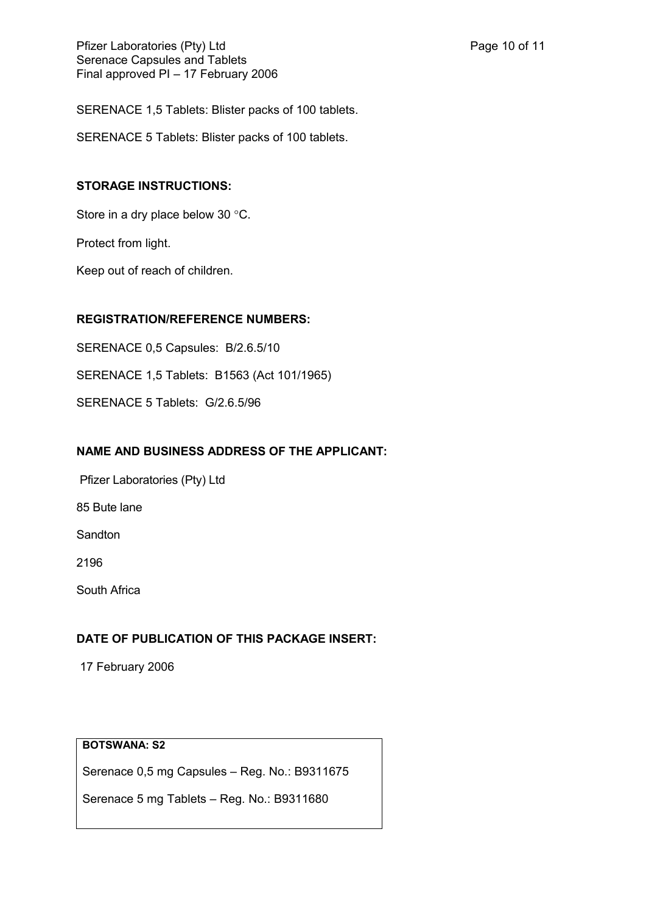SERENACE 1,5 Tablets: Blister packs of 100 tablets.

SERENACE 5 Tablets: Blister packs of 100 tablets.

**STORAGE INSTRUCTIONS:**

Store in a dry place below 30 °C.

Protect from light.

Keep out of reach of children.

**REGISTRATION/REFERENCE NUMBERS:**

SERENACE 0,5 Capsules: B/2.6.5/10

SERENACE 1,5 Tablets: B1563 (Act 101/1965)

SERENACE 5 Tablets: G/2.6.5/96

**NAME AND BUSINESS ADDRESS OF THE APPLICANT:**

Pfizer Laboratories (Pty) Ltd

85 Bute lane

Sandton

2196

South Africa

**DATE OF PUBLICATION OF THIS PACKAGE INSERT:**

17 February 2006

**BOTSWANA: S2**

Serenace 0,5 mg Capsules – Reg. No.: B9311675

Serenace 5 mg Tablets – Reg. No.: B9311680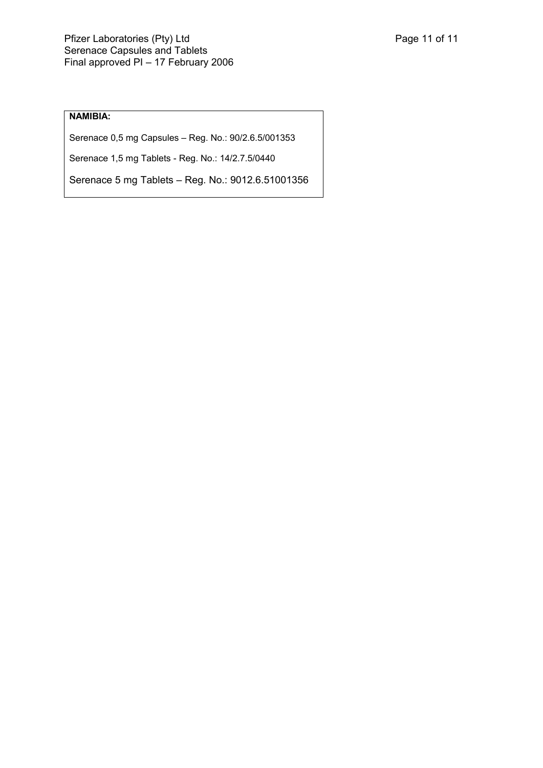**NAMIBIA:**

Serenace 0,5 mg Capsules – Reg. No.: 90/2.6.5/001353

Serenace 1,5 mg Tablets - Reg. No.: 14/2.7.5/0440

Serenace 5 mg Tablets – Reg. No.: 9012.6.51001356